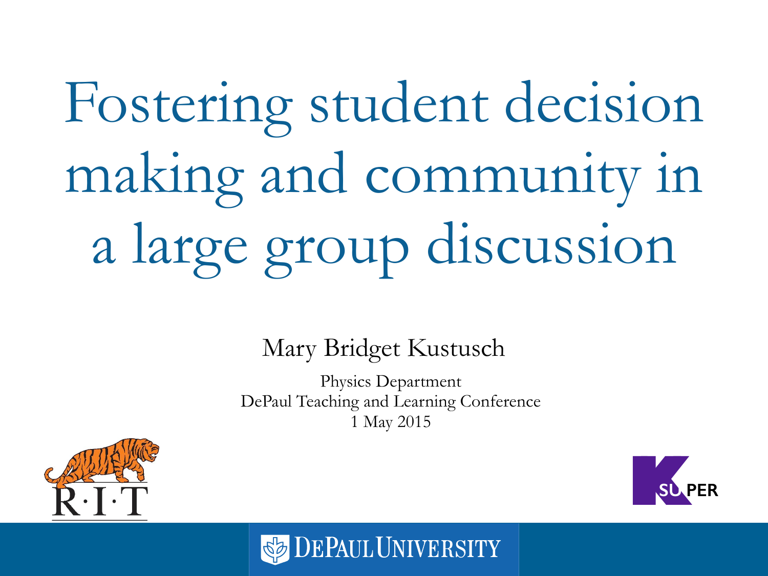# Fostering student decision making and community in a large group discussion

Mary Bridget Kustusch

Physics Department
DePaul Teaching and Learning Conference
1 May 2015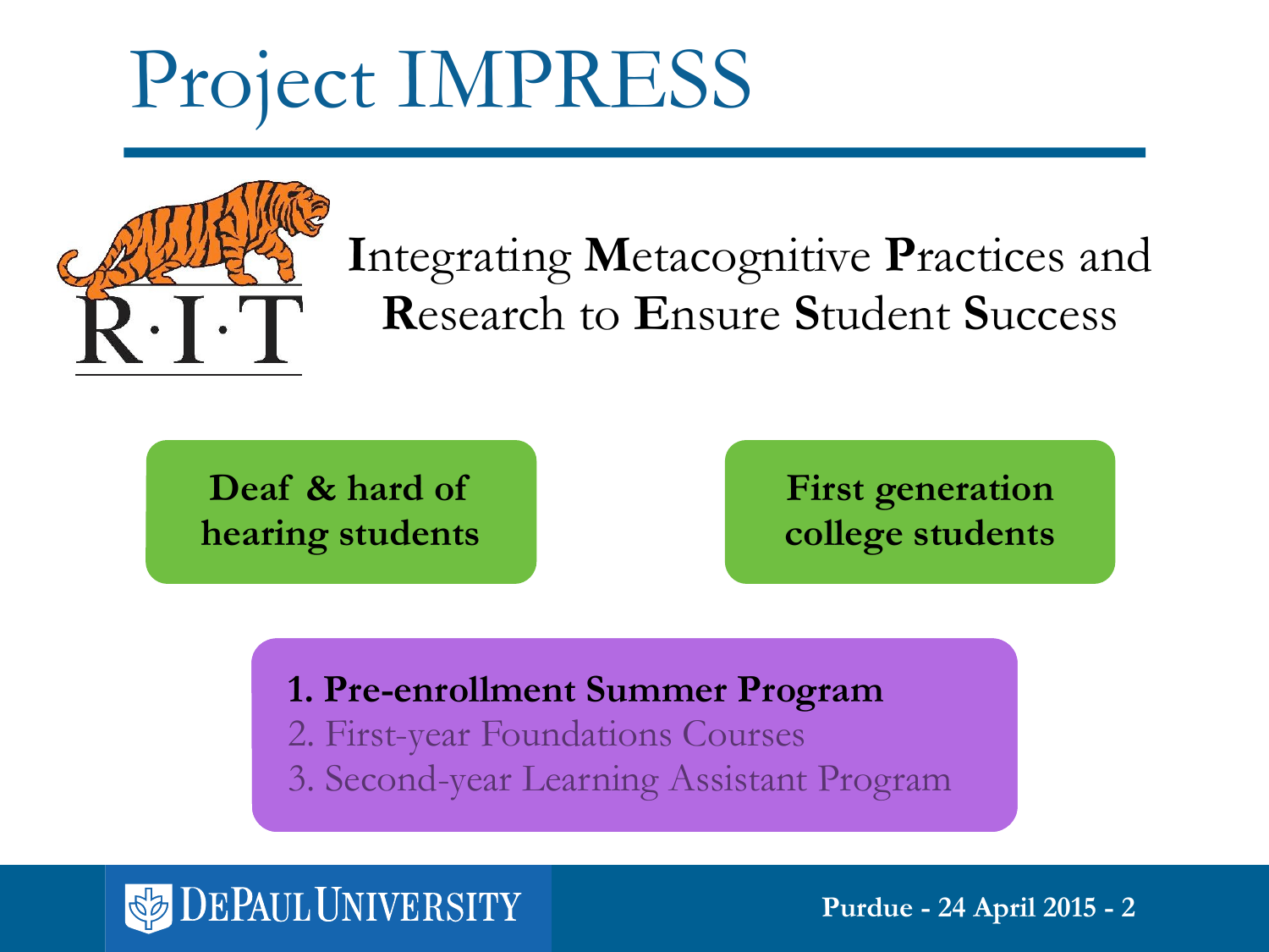# Project IMPRESS

**I**ntegrating **M**etacognitive **P**ractices and **R**esearch to **E**nsure **S**tudent **S**uccess

**Deaf & hard of hearing students**

**First generation college students**

1. **Pre-enrollment Summer Program**
2. First-year Foundations Courses
3. Second-year Learning Assistant Program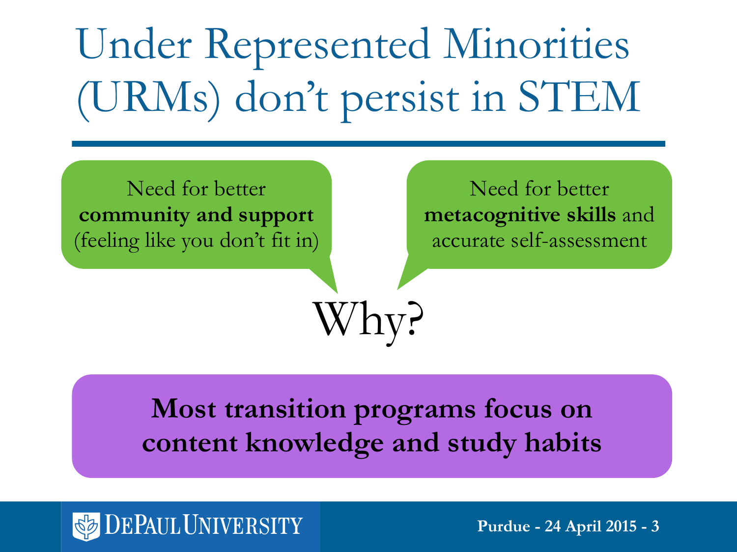# Under Represented Minorities (URMs) don't persist in STEM

Need for better **community and support** (feeling like you don't fit in)

Need for better **metacognitive skills** and accurate self-assessment

Why?

**Most transition programs focus on content knowledge and study habits**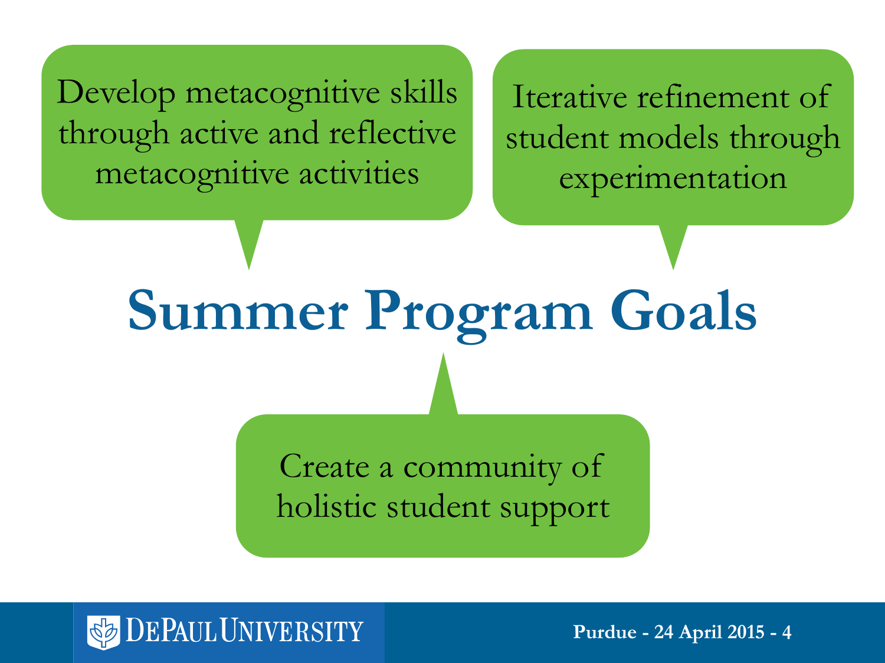# Summer Program Goals

- Develop metacognitive skills through active and reflective metacognitive activities
- Iterative refinement of student models through experimentation
- Create a community of holistic student support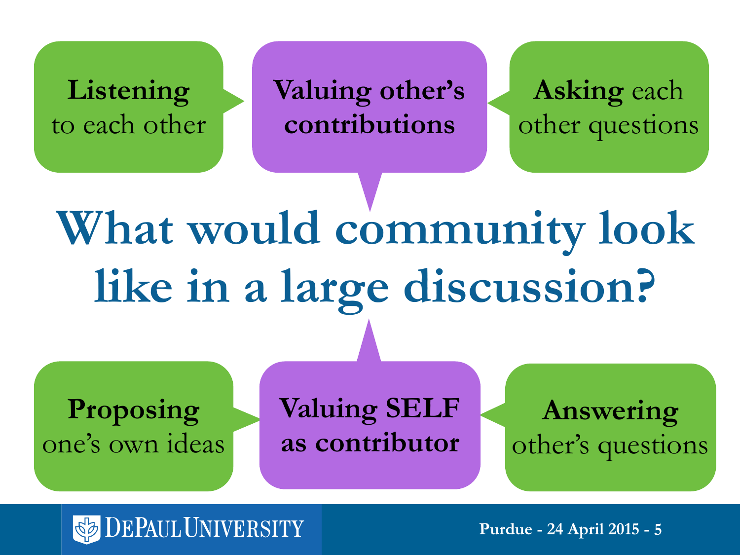# What would community look like in a large discussion?

**Listening** to each other

**Valuing other's contributions**

**Asking** each other questions

**Proposing** one's own ideas

**Valuing SELF as contributor**

**Answering** other's questions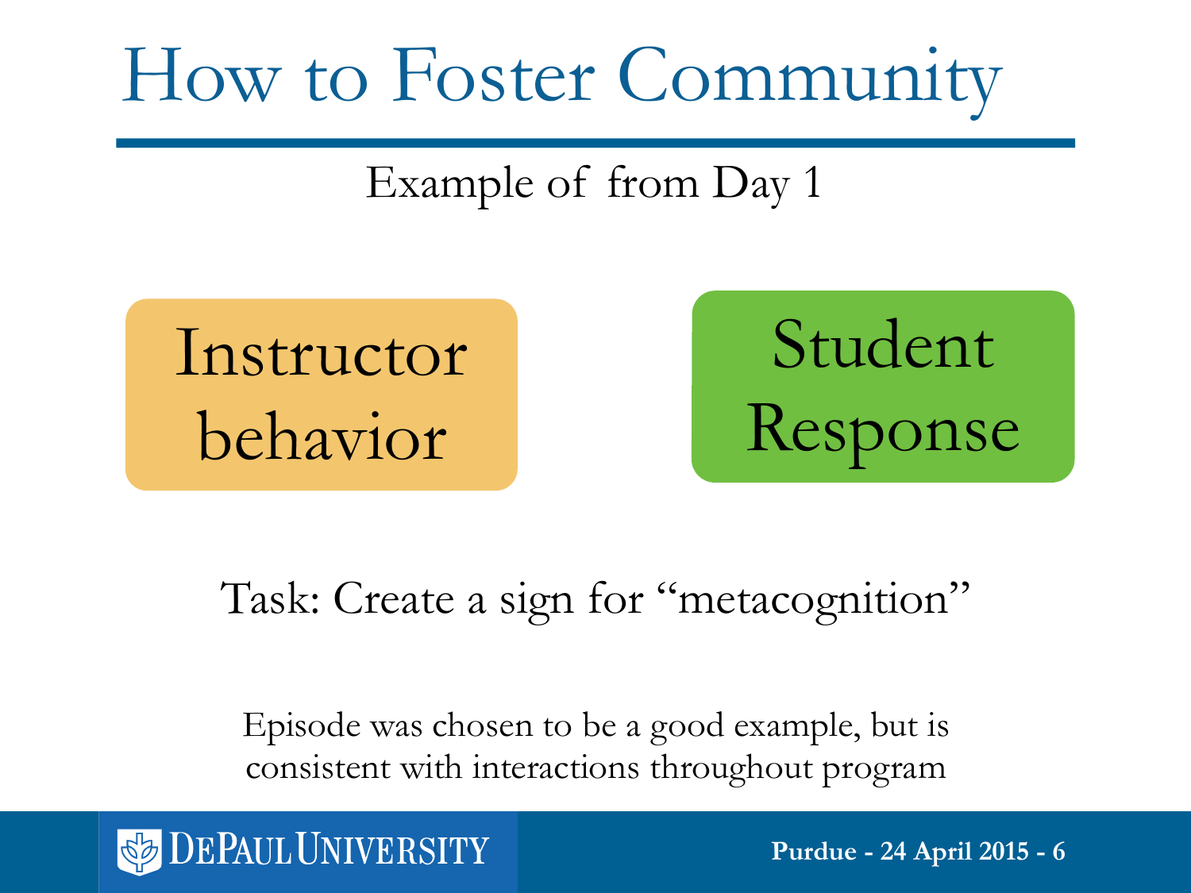# How to Foster Community

Example of from Day 1

Instructor behavior

Student Response

Task: Create a sign for “metacognition”

Episode was chosen to be a good example, but is consistent with interactions throughout program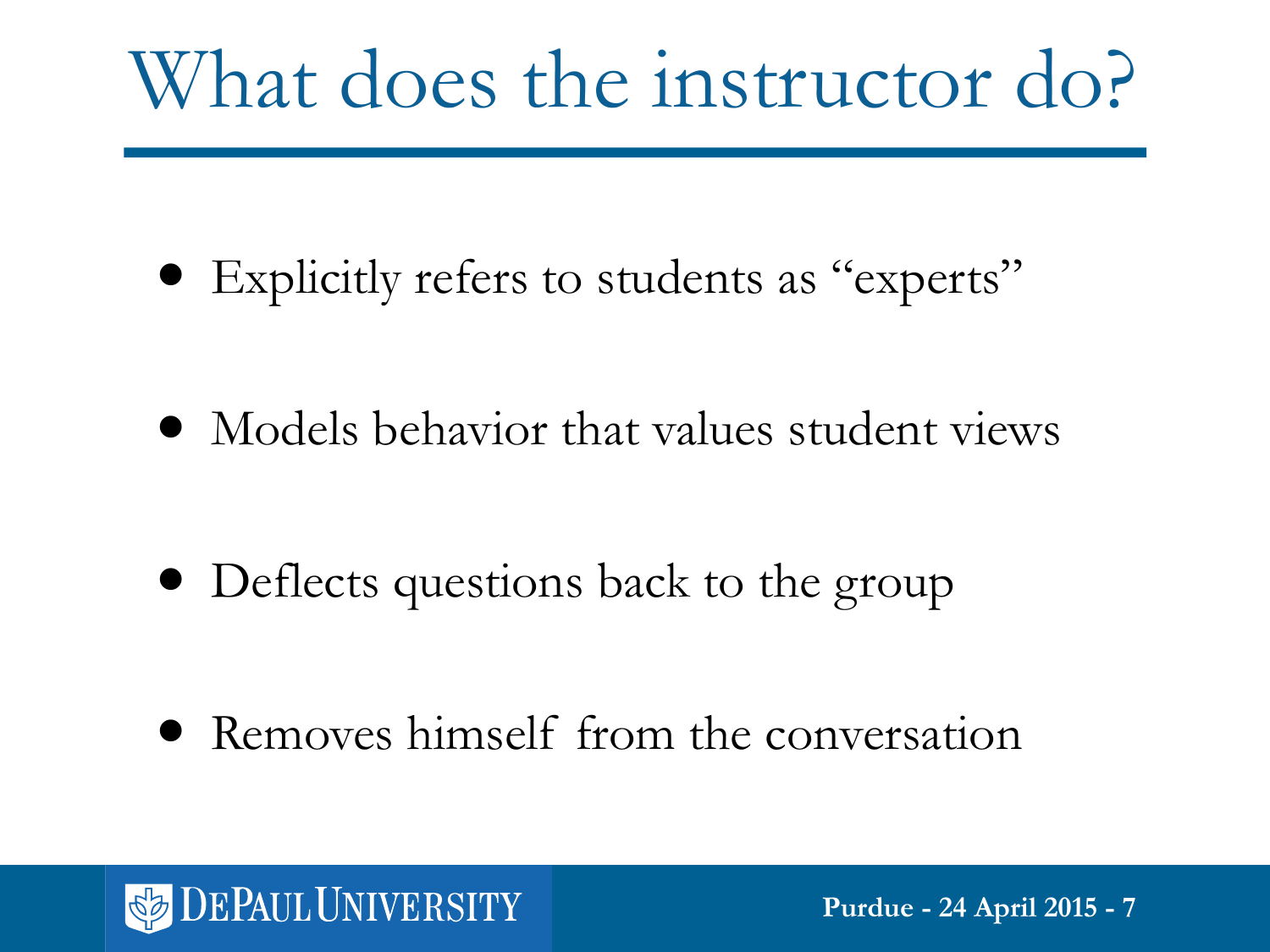# What does the instructor do?

- Explicitly refers to students as "experts"
- Models behavior that values student views
- Deflects questions back to the group
- Removes himself from the conversation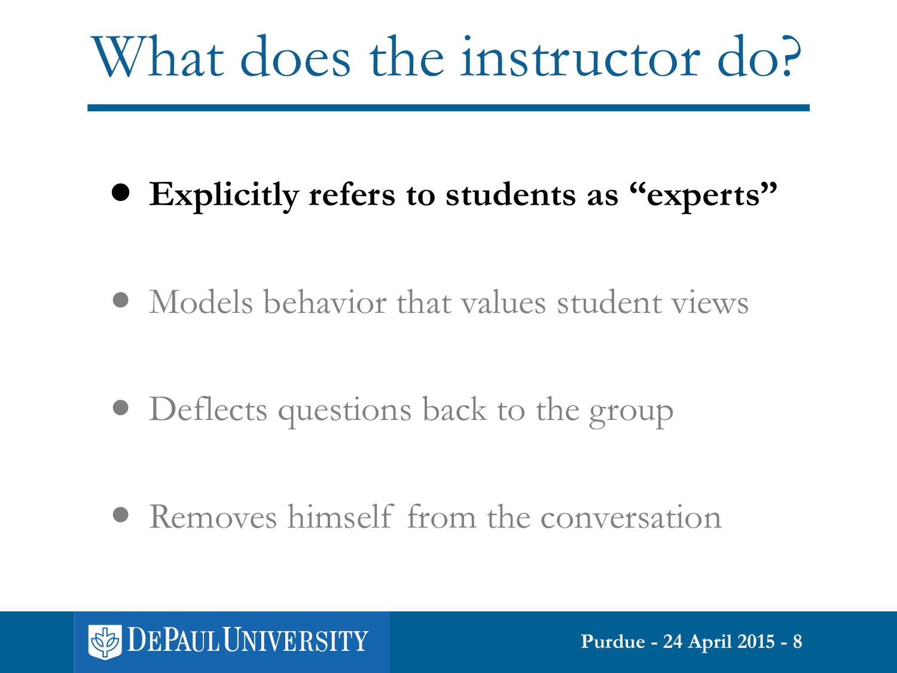# What does the instructor do?

- **Explicitly refers to students as "experts"**
- Models behavior that values student views
- Deflects questions back to the group
- Removes himself from the conversation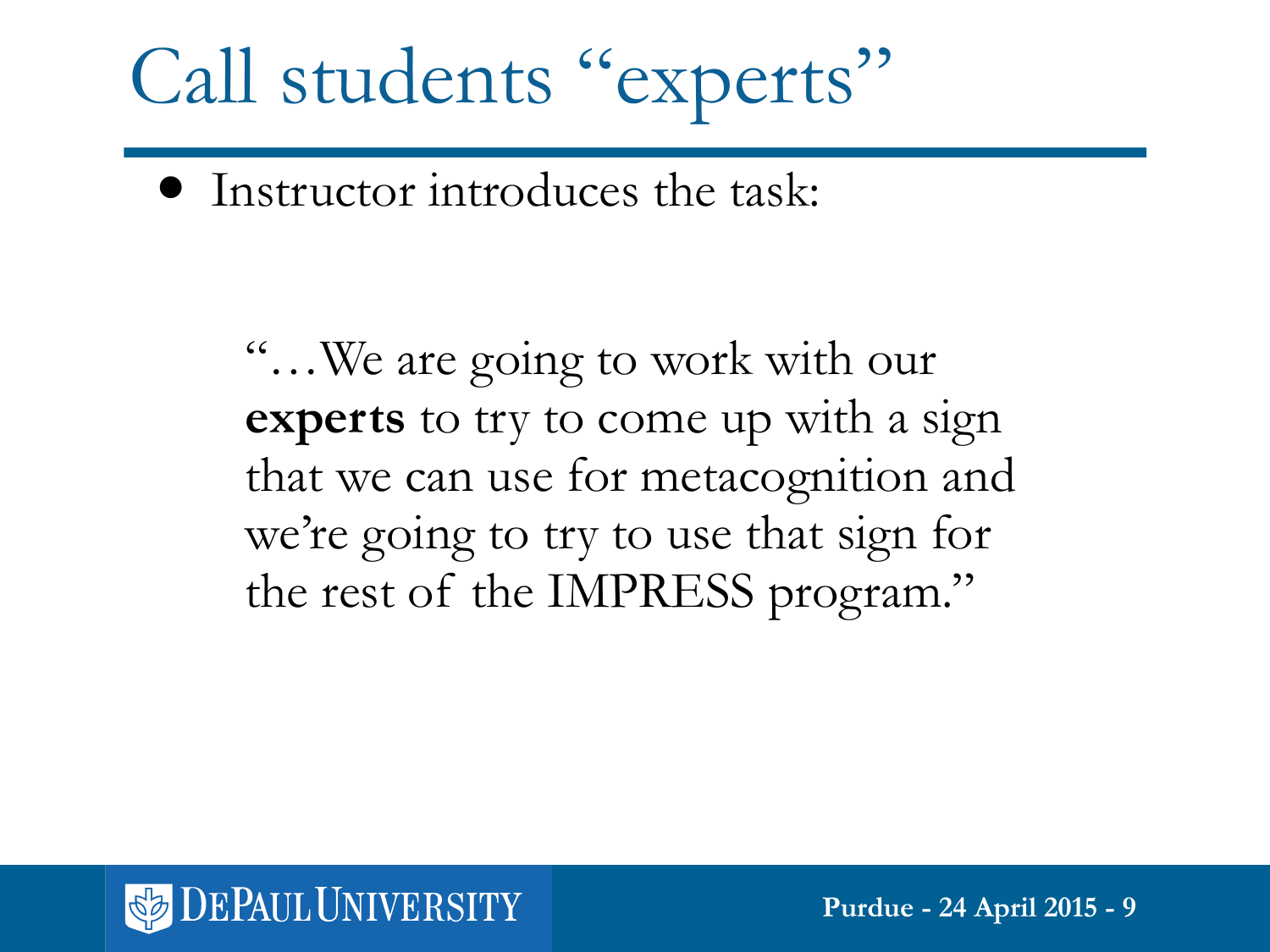# Call students "experts"

- Instructor introduces the task:

> "…We are going to work with our **experts** to try to come up with a sign that we can use for metacognition and we're going to try to use that sign for the rest of the IMPRESS program."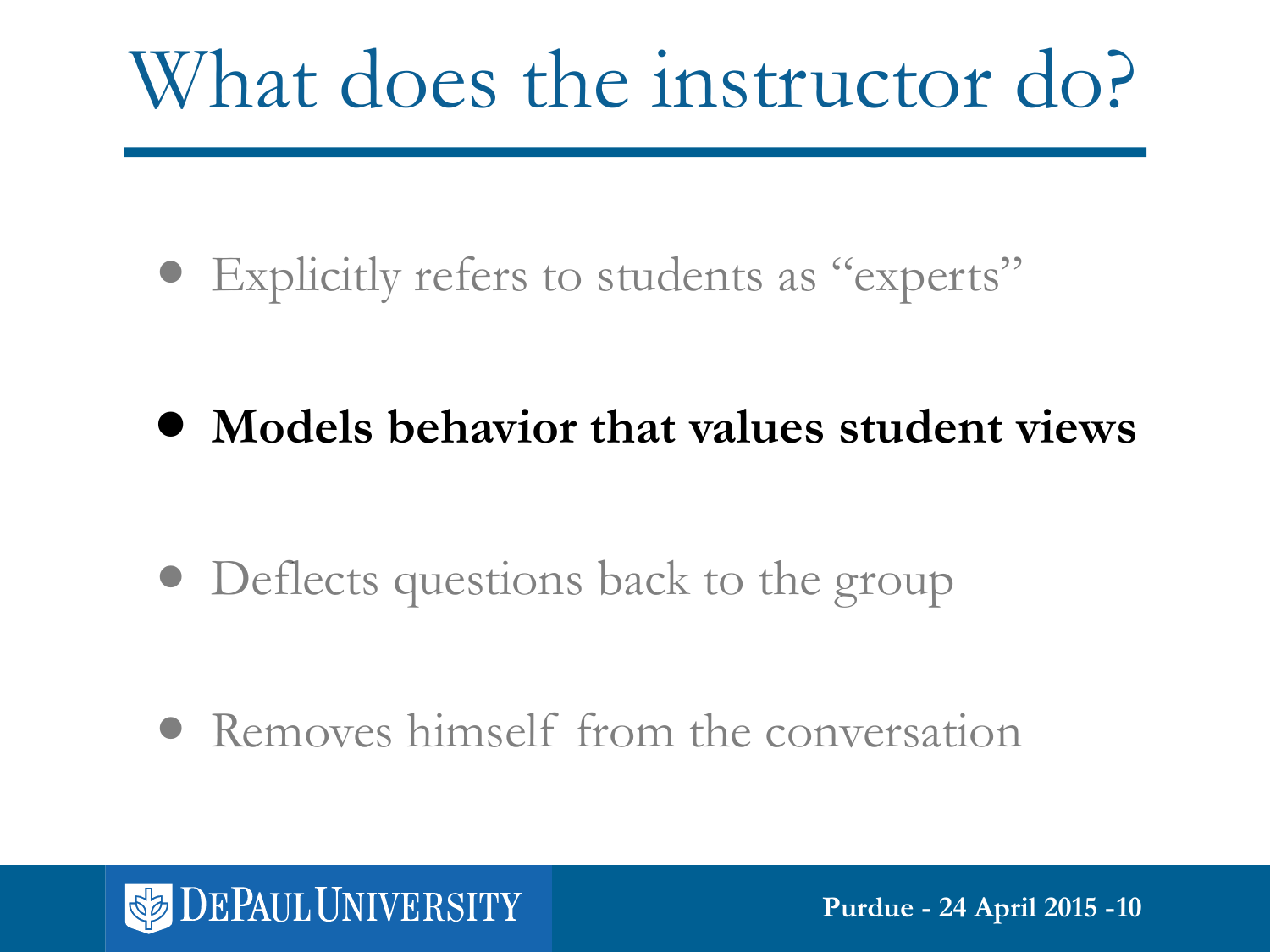# What does the instructor do?

- Explicitly refers to students as "experts"
- **Models behavior that values student views**
- Deflects questions back to the group
- Removes himself from the conversation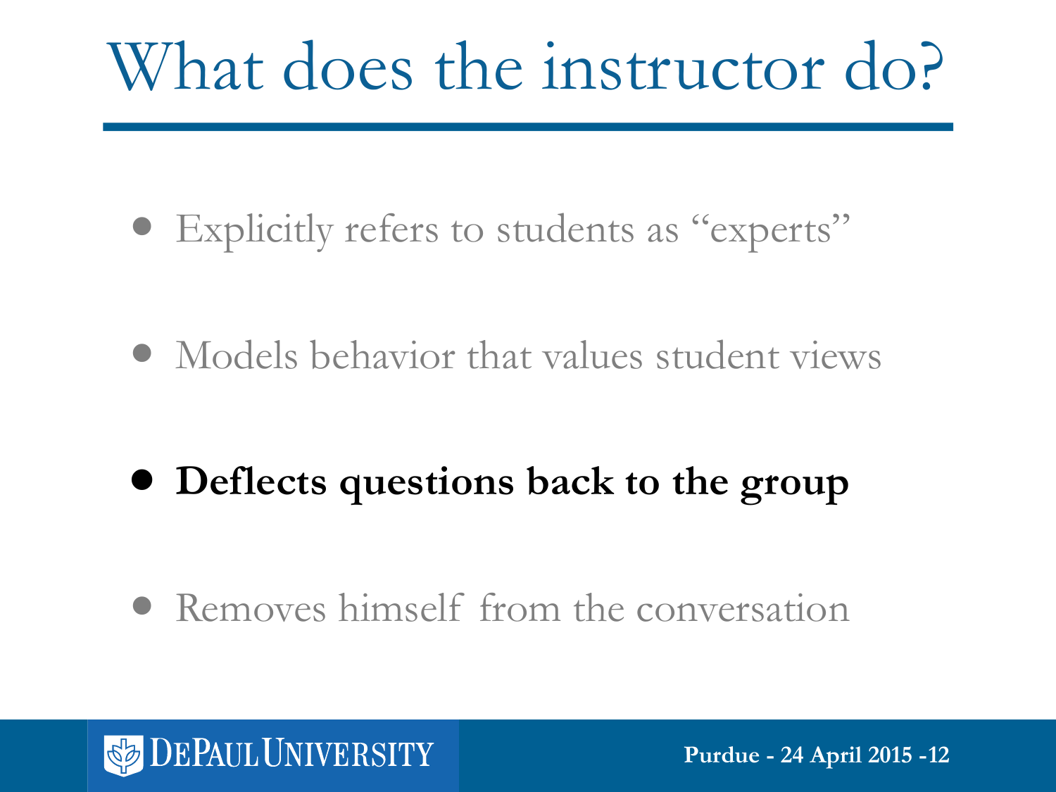# What does the instructor do?

- Explicitly refers to students as "experts"
- Models behavior that values student views
- **Deflects questions back to the group**
- Removes himself from the conversation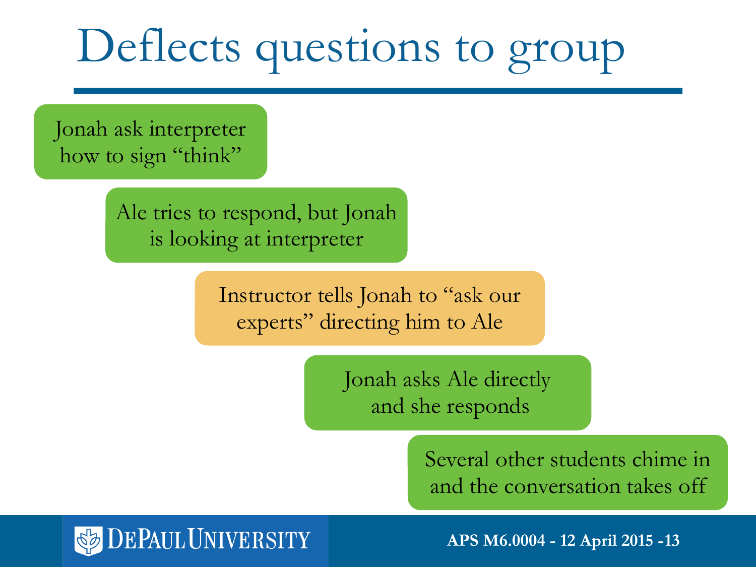# Deflects questions to group

- Jonah ask interpreter how to sign "think"
- Ale tries to respond, but Jonah is looking at interpreter
- Instructor tells Jonah to "ask our experts" directing him to Ale
- Jonah asks Ale directly and she responds
- Several other students chime in and the conversation takes off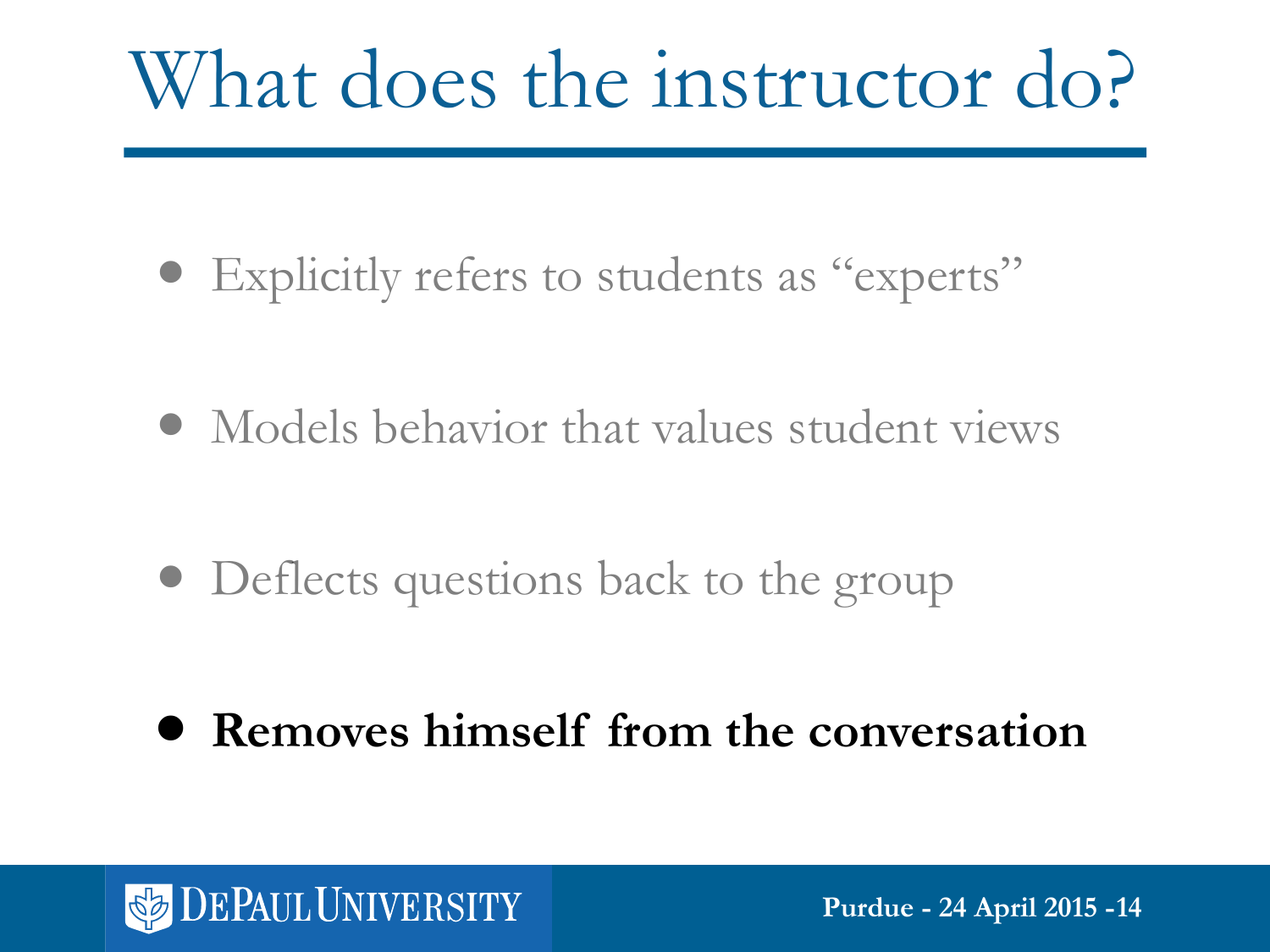# What does the instructor do?

- Explicitly refers to students as "experts"
- Models behavior that values student views
- Deflects questions back to the group
- **Removes himself from the conversation**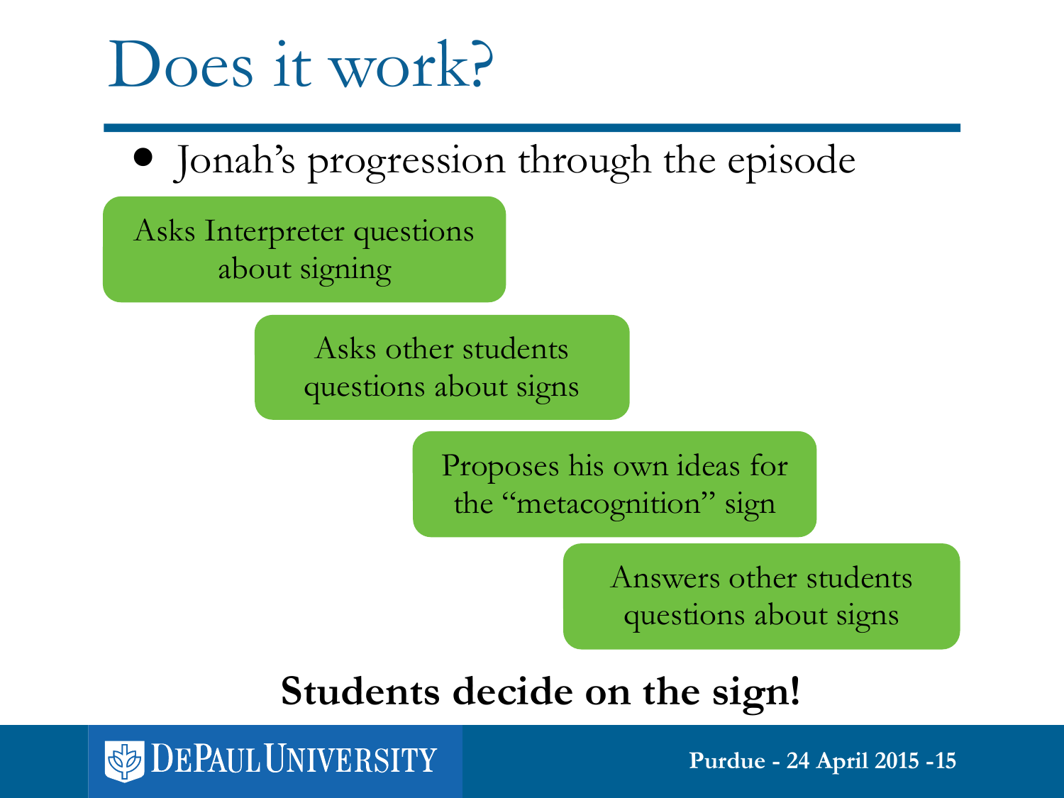# Does it work?

- Jonah's progression through the episode

Asks Interpreter questions about signing

Asks other students questions about signs

Proposes his own ideas for the "metacognition" sign

Answers other students questions about signs

**Students decide on the sign!**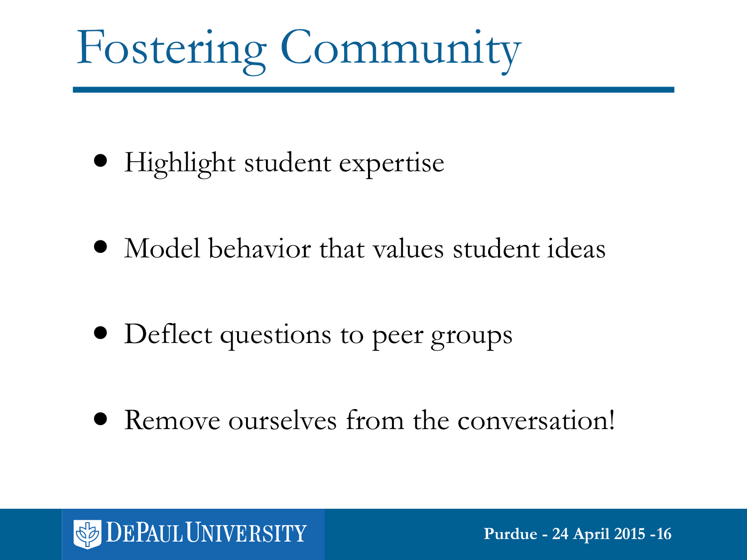# Fostering Community

- Highlight student expertise
- Model behavior that values student ideas
- Deflect questions to peer groups
- Remove ourselves from the conversation!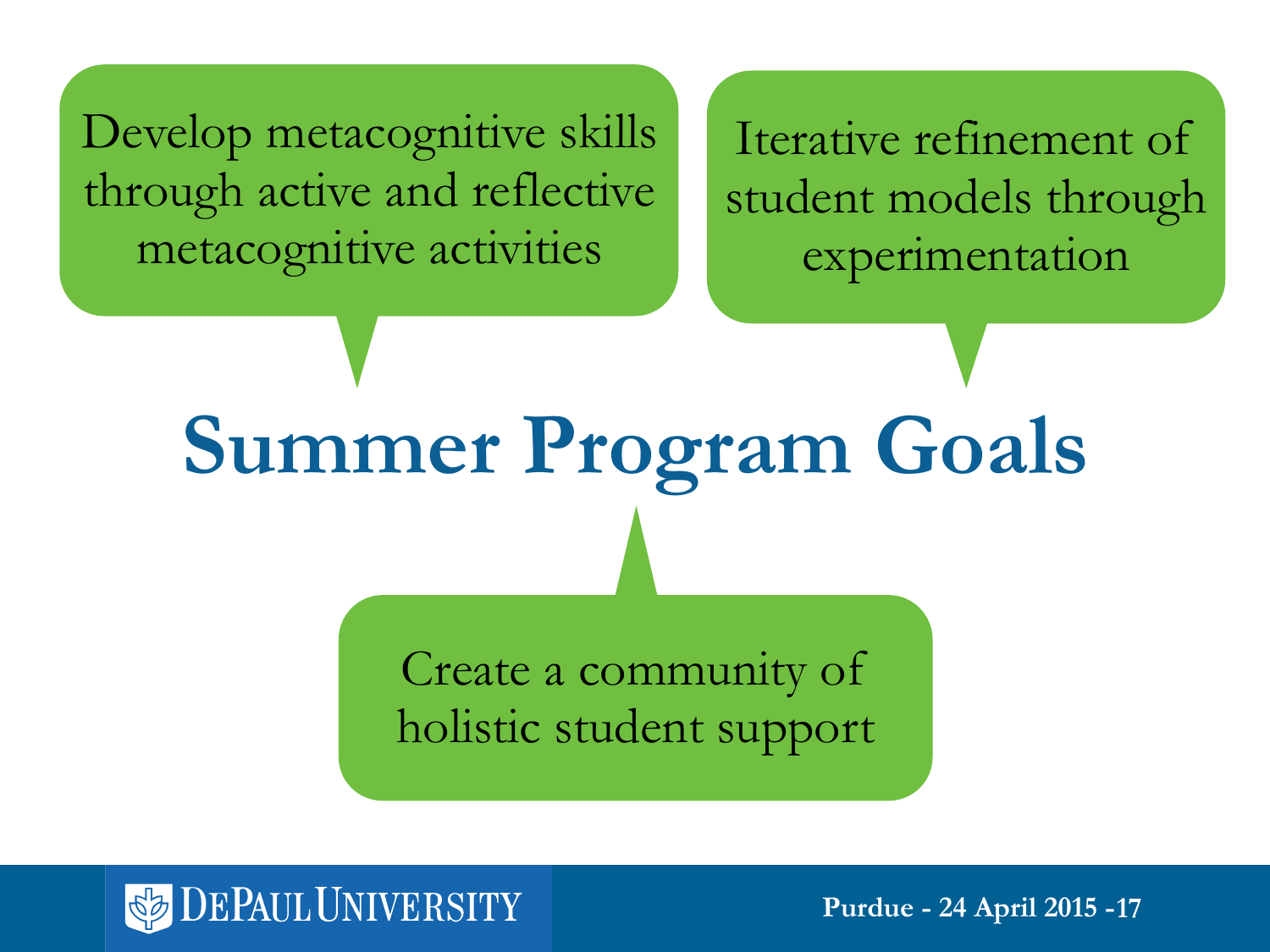# Summer Program Goals

- Develop metacognitive skills through active and reflective metacognitive activities
- Iterative refinement of student models through experimentation
- Create a community of holistic student support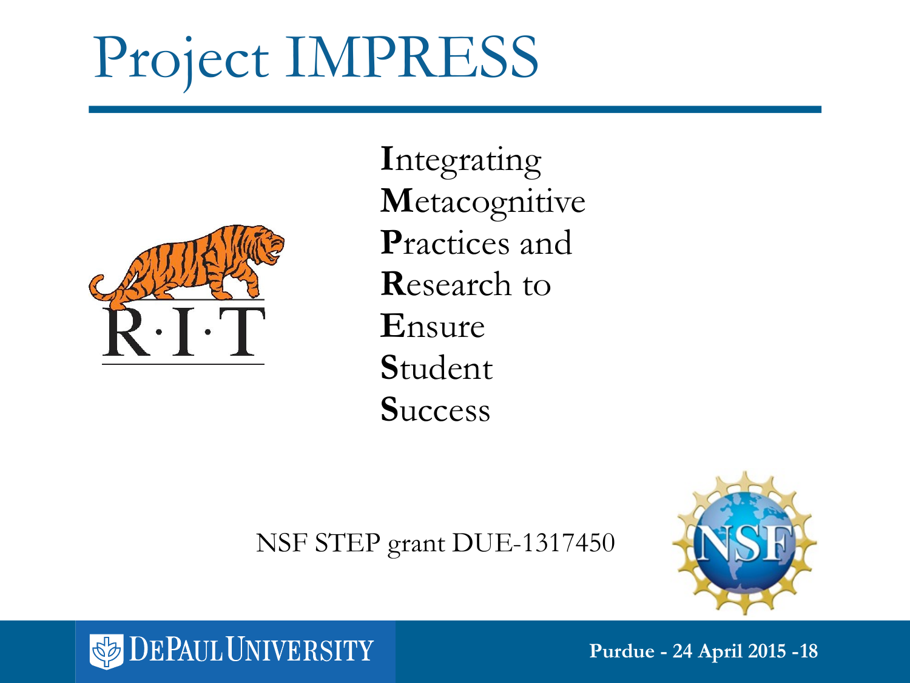# Project IMPRESS

**I**ntegrating
**M**etacognitive
**P**ractices and
**R**esearch to
**E**nsure
**S**tudent
**S**uccess

NSF STEP grant DUE-1317450